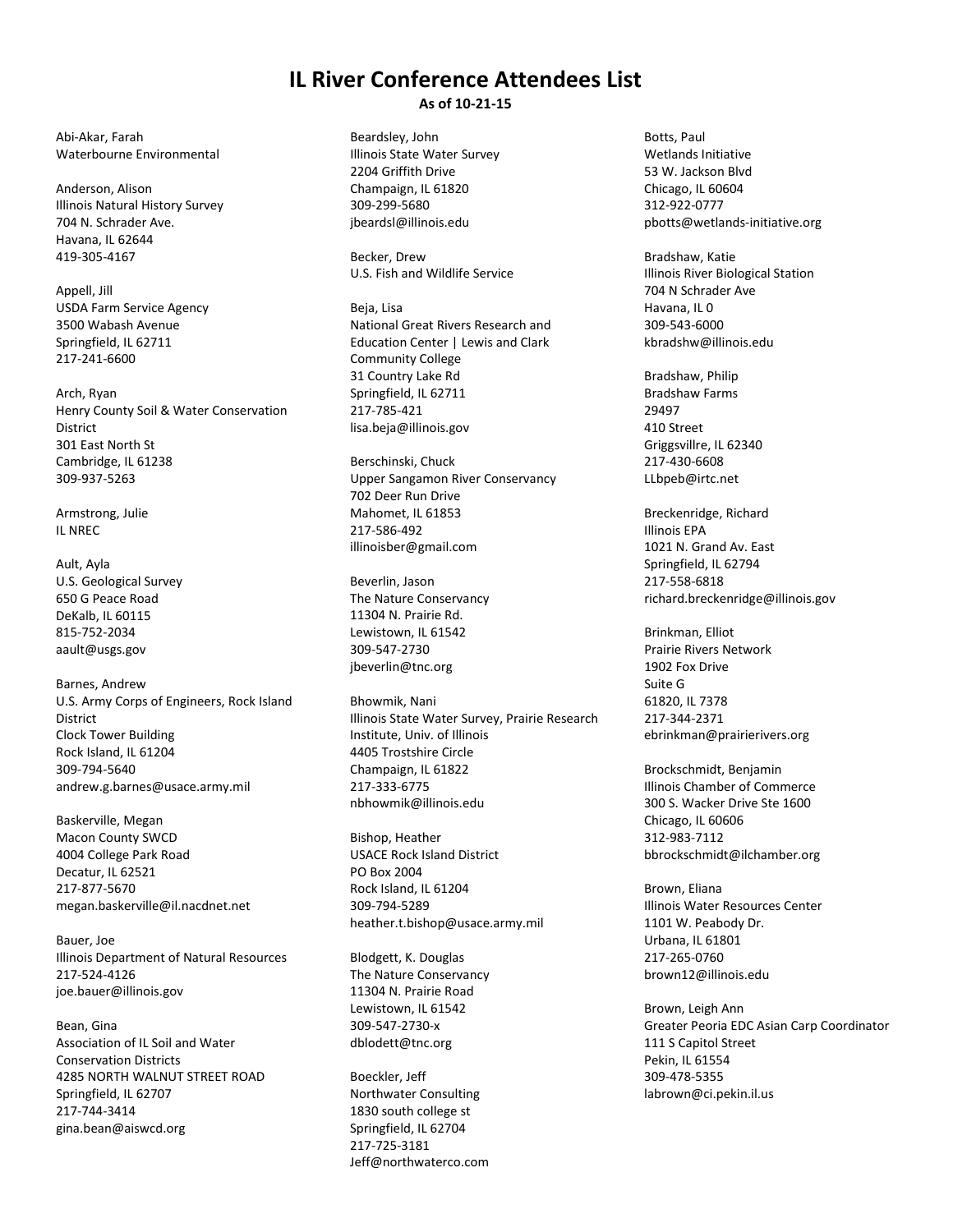# IL River Conference Attendees List

**As of 10-21-15**

Abi-Akar, Farah
Waterbourne Environmental

Anderson, Alison
Illinois Natural History Survey
704 N. Schrader Ave.
Havana, IL 62644
419-305-4167

Appell, Jill
USDA Farm Service Agency
3500 Wabash Avenue
Springfield, IL 62711
217-241-6600

Arch, Ryan
Henry County Soil & Water Conservation District
301 East North St
Cambridge, IL 61238
309-937-5263

Armstrong, Julie
IL NREC

Ault, Ayla
U.S. Geological Survey
650 G Peace Road
DeKalb, IL 60115
815-752-2034
aault@usgs.gov

Barnes, Andrew
U.S. Army Corps of Engineers, Rock Island District
Clock Tower Building
Rock Island, IL 61204
309-794-5640
andrew.g.barnes@usace.army.mil

Baskerville, Megan
Macon County SWCD
4004 College Park Road
Decatur, IL 62521
217-877-5670
megan.baskerville@il.nacdnet.net

Bauer, Joe
Illinois Department of Natural Resources
217-524-4126
joe.bauer@illinois.gov

Bean, Gina
Association of IL Soil and Water Conservation Districts
4285 NORTH WALNUT STREET ROAD
Springfield, IL 62707
217-744-3414
gina.bean@aiswcd.org

Beardsley, John
Illinois State Water Survey
2204 Griffith Drive
Champaign, IL 61820
309-299-5680
jbeardsl@illinois.edu

Becker, Drew
U.S. Fish and Wildlife Service

Beja, Lisa
National Great Rivers Research and Education Center | Lewis and Clark Community College
31 Country Lake Rd
Springfield, IL 62711
217-785-421
lisa.beja@illinois.gov

Berschinski, Chuck
Upper Sangamon River Conservancy
702 Deer Run Drive
Mahomet, IL 61853
217-586-492
illinoisber@gmail.com

Beverlin, Jason
The Nature Conservancy
11304 N. Prairie Rd.
Lewistown, IL 61542
309-547-2730
jbeverlin@tnc.org

Bhowmik, Nani
Illinois State Water Survey, Prairie Research Institute, Univ. of Illinois
4405 Trostshire Circle
Champaign, IL 61822
217-333-6775
nbhowmik@illinois.edu

Bishop, Heather
USACE Rock Island District
PO Box 2004
Rock Island, IL 61204
309-794-5289
heather.t.bishop@usace.army.mil

Blodgett, K. Douglas
The Nature Conservancy
11304 N. Prairie Road
Lewistown, IL 61542
309-547-2730-x
dblodett@tnc.org

Boeckler, Jeff
Northwater Consulting
1830 south college st
Springfield, IL 62704
217-725-3181
Jeff@northwaterco.com

Botts, Paul
Wetlands Initiative
53 W. Jackson Blvd
Chicago, IL 60604
312-922-0777
pbotts@wetlands-initiative.org

Bradshaw, Katie
Illinois River Biological Station
704 N Schrader Ave
Havana, IL 0
309-543-6000
kbradshw@illinois.edu

Bradshaw, Philip
Bradshaw Farms
29497
410 Street
Griggsvillre, IL 62340
217-430-6608
LLbpeb@irtc.net

Breckenridge, Richard
Illinois EPA
1021 N. Grand Av. East
Springfield, IL 62794
217-558-6818
richard.breckenridge@illinois.gov

Brinkman, Elliot
Prairie Rivers Network
1902 Fox Drive
Suite G
61820, IL 7378
217-344-2371
ebrinkman@prairierivers.org

Brockschmidt, Benjamin
Illinois Chamber of Commerce
300 S. Wacker Drive Ste 1600
Chicago, IL 60606
312-983-7112
bbrockschmidt@ilchamber.org

Brown, Eliana
Illinois Water Resources Center
1101 W. Peabody Dr.
Urbana, IL 61801
217-265-0760
brown12@illinois.edu

Brown, Leigh Ann
Greater Peoria EDC Asian Carp Coordinator
111 S Capitol Street
Pekin, IL 61554
309-478-5355
labrown@ci.pekin.il.us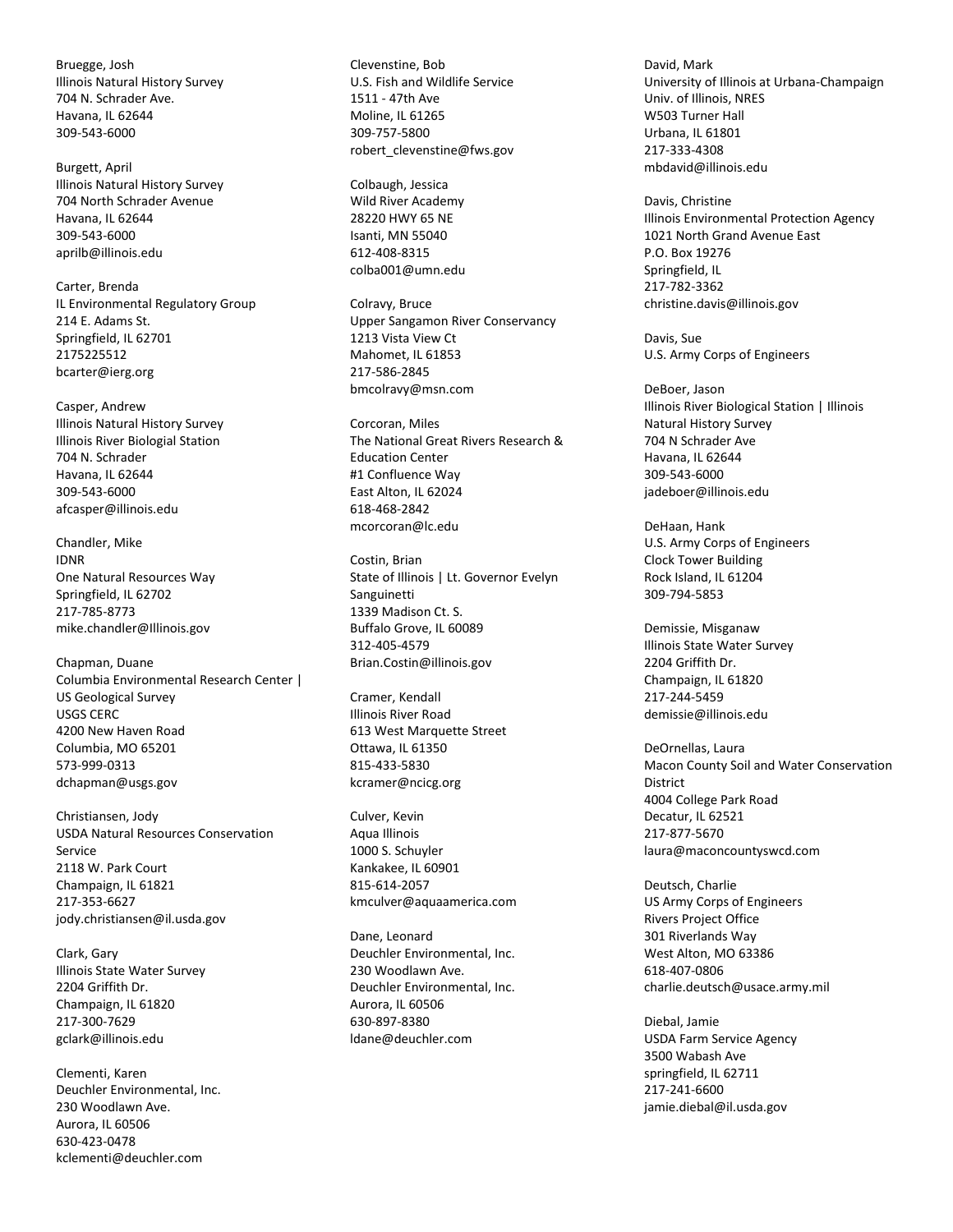Bruegge, Josh
Illinois Natural History Survey
704 N. Schrader Ave.
Havana, IL 62644
309-543-6000

Burgett, April
Illinois Natural History Survey
704 North Schrader Avenue
Havana, IL 62644
309-543-6000
aprilb@illinois.edu

Carter, Brenda
IL Environmental Regulatory Group
214 E. Adams St.
Springfield, IL 62701
2175225512
bcarter@ierg.org

Casper, Andrew
Illinois Natural History Survey
Illinois River Biologial Station
704 N. Schrader
Havana, IL 62644
309-543-6000
afcasper@illinois.edu

Chandler, Mike
IDNR
One Natural Resources Way
Springfield, IL 62702
217-785-8773
mike.chandler@Illinois.gov

Chapman, Duane
Columbia Environmental Research Center | US Geological Survey
USGS CERC
4200 New Haven Road
Columbia, MO 65201
573-999-0313
dchapman@usgs.gov

Christiansen, Jody
USDA Natural Resources Conservation Service
2118 W. Park Court
Champaign, IL 61821
217-353-6627
jody.christiansen@il.usda.gov

Clark, Gary
Illinois State Water Survey
2204 Griffith Dr.
Champaign, IL 61820
217-300-7629
gclark@illinois.edu

Clementi, Karen
Deuchler Environmental, Inc.
230 Woodlawn Ave.
Aurora, IL 60506
630-423-0478
kclementi@deuchler.com

Clevenstine, Bob
U.S. Fish and Wildlife Service
1511 - 47th Ave
Moline, IL 61265
309-757-5800
robert_clevenstine@fws.gov

Colbaugh, Jessica
Wild River Academy
28220 HWY 65 NE
Isanti, MN 55040
612-408-8315
colba001@umn.edu

Colravy, Bruce
Upper Sangamon River Conservancy
1213 Vista View Ct
Mahomet, IL 61853
217-586-2845
bmcolravy@msn.com

Corcoran, Miles
The National Great Rivers Research & Education Center
#1 Confluence Way
East Alton, IL 62024
618-468-2842
mcorcoran@lc.edu

Costin, Brian
State of Illinois | Lt. Governor Evelyn Sanguinetti
1339 Madison Ct. S.
Buffalo Grove, IL 60089
312-405-4579
Brian.Costin@illinois.gov

Cramer, Kendall
Illinois River Road
613 West Marquette Street
Ottawa, IL 61350
815-433-5830
kcramer@ncicg.org

Culver, Kevin
Aqua Illinois
1000 S. Schuyler
Kankakee, IL 60901
815-614-2057
kmculver@aquaamerica.com

Dane, Leonard
Deuchler Environmental, Inc.
230 Woodlawn Ave.
Deuchler Environmental, Inc.
Aurora, IL 60506
630-897-8380
ldane@deuchler.com

David, Mark
University of Illinois at Urbana-Champaign
Univ. of Illinois, NRES
W503 Turner Hall
Urbana, IL 61801
217-333-4308
mbdavid@illinois.edu

Davis, Christine
Illinois Environmental Protection Agency
1021 North Grand Avenue East
P.O. Box 19276
Springfield, IL
217-782-3362
christine.davis@illinois.gov

Davis, Sue
U.S. Army Corps of Engineers

DeBoer, Jason
Illinois River Biological Station | Illinois Natural History Survey
704 N Schrader Ave
Havana, IL 62644
309-543-6000
jadeboer@illinois.edu

DeHaan, Hank
U.S. Army Corps of Engineers
Clock Tower Building
Rock Island, IL 61204
309-794-5853

Demissie, Misganaw
Illinois State Water Survey
2204 Griffith Dr.
Champaign, IL 61820
217-244-5459
demissie@illinois.edu

DeOrnellas, Laura
Macon County Soil and Water Conservation District
4004 College Park Road
Decatur, IL 62521
217-877-5670
laura@maconcountyswcd.com

Deutsch, Charlie
US Army Corps of Engineers
Rivers Project Office
301 Riverlands Way
West Alton, MO 63386
618-407-0806
charlie.deutsch@usace.army.mil

Diebal, Jamie
USDA Farm Service Agency
3500 Wabash Ave
springfield, IL 62711
217-241-6600
jamie.diebal@il.usda.gov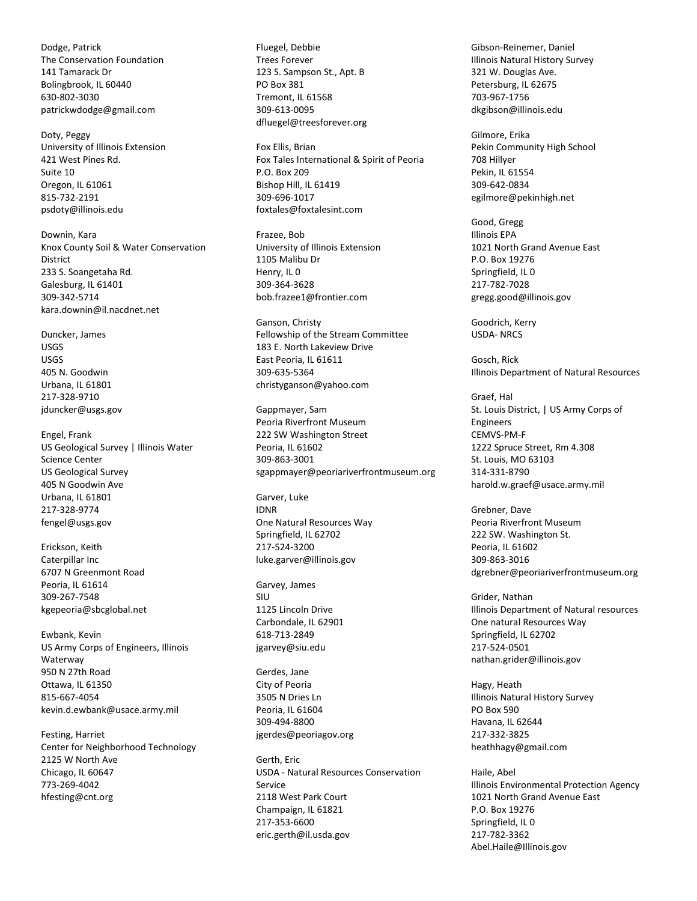Dodge, Patrick
The Conservation Foundation
141 Tamarack Dr
Bolingbrook, IL 60440
630-802-3030
patrickwdodge@gmail.com

Doty, Peggy
University of Illinois Extension
421 West Pines Rd.
Suite 10
Oregon, IL 61061
815-732-2191
psdoty@illinois.edu

Downin, Kara
Knox County Soil & Water Conservation District
233 S. Soangetaha Rd.
Galesburg, IL 61401
309-342-5714
kara.downin@il.nacdnet.net

Duncker, James
USGS
USGS
405 N. Goodwin
Urbana, IL 61801
217-328-9710
jduncker@usgs.gov

Engel, Frank
US Geological Survey | Illinois Water Science Center
US Geological Survey
405 N Goodwin Ave
Urbana, IL 61801
217-328-9774
fengel@usgs.gov

Erickson, Keith
Caterpillar Inc
6707 N Greenmont Road
Peoria, IL 61614
309-267-7548
kgepeoria@sbcglobal.net

Ewbank, Kevin
US Army Corps of Engineers, Illinois Waterway
950 N 27th Road
Ottawa, IL 61350
815-667-4054
kevin.d.ewbank@usace.army.mil

Festing, Harriet
Center for Neighborhood Technology
2125 W North Ave
Chicago, IL 60647
773-269-4042
hfesting@cnt.org

Fluegel, Debbie
Trees Forever
123 S. Sampson St., Apt. B
PO Box 381
Tremont, IL 61568
309-613-0095
dfluegel@treesforever.org

Fox Ellis, Brian
Fox Tales International & Spirit of Peoria
P.O. Box 209
Bishop Hill, IL 61419
309-696-1017
foxtales@foxtalesint.com

Frazee, Bob
University of Illinois Extension
1105 Malibu Dr
Henry, IL 0
309-364-3628
bob.frazee1@frontier.com

Ganson, Christy
Fellowship of the Stream Committee
183 E. North Lakeview Drive
East Peoria, IL 61611
309-635-5364
christyganson@yahoo.com

Gappmayer, Sam
Peoria Riverfront Museum
222 SW Washington Street
Peoria, IL 61602
309-863-3001
sgappmayer@peoriariverfrontmuseum.org

Garver, Luke
IDNR
One Natural Resources Way
Springfield, IL 62702
217-524-3200
luke.garver@illinois.gov

Garvey, James
SIU
1125 Lincoln Drive
Carbondale, IL 62901
618-713-2849
jgarvey@siu.edu

Gerdes, Jane
City of Peoria
3505 N Dries Ln
Peoria, IL 61604
309-494-8800
jgerdes@peoriagov.org

Gerth, Eric
USDA - Natural Resources Conservation Service
2118 West Park Court
Champaign, IL 61821
217-353-6600
eric.gerth@il.usda.gov

Gibson-Reinemer, Daniel
Illinois Natural History Survey
321 W. Douglas Ave.
Petersburg, IL 62675
703-967-1756
dkgibson@illinois.edu

Gilmore, Erika
Pekin Community High School
708 Hillyer
Pekin, IL 61554
309-642-0834
egilmore@pekinhigh.net

Good, Gregg
Illinois EPA
1021 North Grand Avenue East
P.O. Box 19276
Springfield, IL 0
217-782-7028
gregg.good@illinois.gov

Goodrich, Kerry
USDA- NRCS

Gosch, Rick
Illinois Department of Natural Resources

Graef, Hal
St. Louis District, | US Army Corps of Engineers
CEMVS-PM-F
1222 Spruce Street, Rm 4.308
St. Louis, MO 63103
314-331-8790
harold.w.graef@usace.army.mil

Grebner, Dave
Peoria Riverfront Museum
222 SW. Washington St.
Peoria, IL 61602
309-863-3016
dgrebner@peoriariverfrontmuseum.org

Grider, Nathan
Illinois Department of Natural resources
One natural Resources Way
Springfield, IL 62702
217-524-0501
nathan.grider@illinois.gov

Hagy, Heath
Illinois Natural History Survey
PO Box 590
Havana, IL 62644
217-332-3825
heathhagy@gmail.com

Haile, Abel
Illinois Environmental Protection Agency
1021 North Grand Avenue East
P.O. Box 19276
Springfield, IL 0
217-782-3362
Abel.Haile@Illinois.gov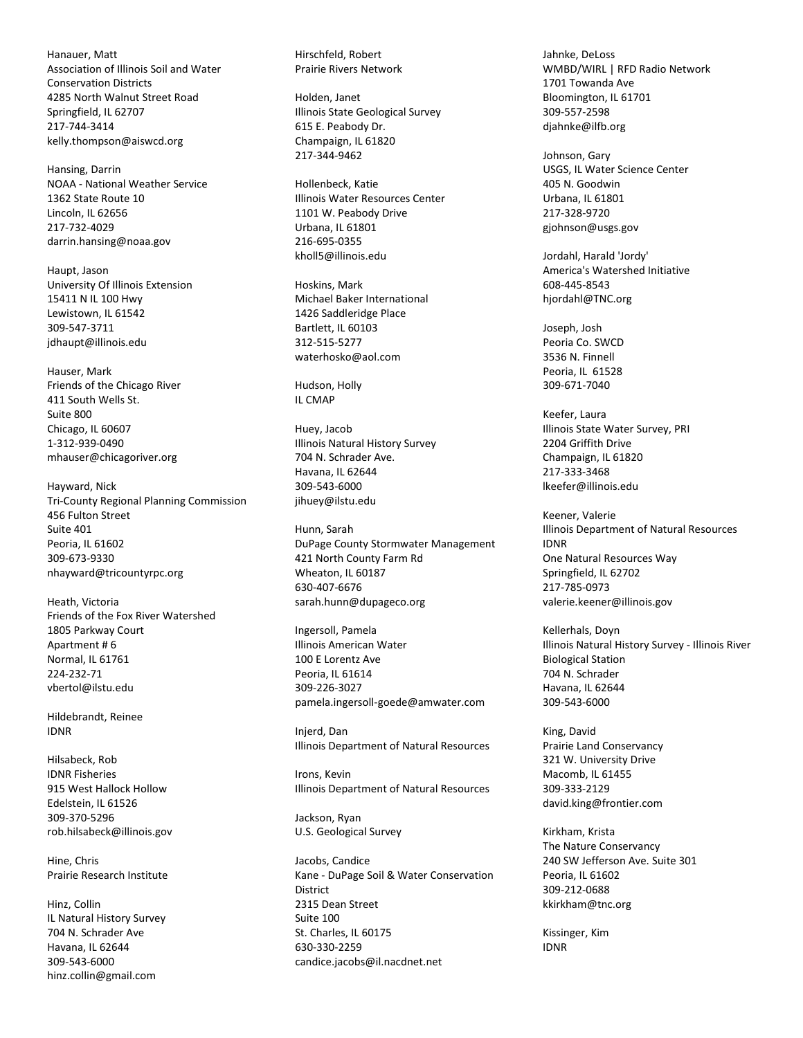Hanauer, Matt
Association of Illinois Soil and Water Conservation Districts
4285 North Walnut Street Road
Springfield, IL 62707
217-744-3414
kelly.thompson@aiswcd.org

Hansing, Darrin
NOAA - National Weather Service
1362 State Route 10
Lincoln, IL 62656
217-732-4029
darrin.hansing@noaa.gov

Haupt, Jason
University Of Illinois Extension
15411 N IL 100 Hwy
Lewistown, IL 61542
309-547-3711
jdhaupt@illinois.edu

Hauser, Mark
Friends of the Chicago River
411 South Wells St.
Suite 800
Chicago, IL 60607
1-312-939-0490
mhauser@chicagoriver.org

Hayward, Nick
Tri-County Regional Planning Commission
456 Fulton Street
Suite 401
Peoria, IL 61602
309-673-9330
nhayward@tricountyrpc.org

Heath, Victoria
Friends of the Fox River Watershed
1805 Parkway Court
Apartment # 6
Normal, IL 61761
224-232-71
vbertol@ilstu.edu

Hildebrandt, Reinee
IDNR

Hilsabeck, Rob
IDNR Fisheries
915 West Hallock Hollow
Edelstein, IL 61526
309-370-5296
rob.hilsabeck@illinois.gov

Hine, Chris
Prairie Research Institute

Hinz, Collin
IL Natural History Survey
704 N. Schrader Ave
Havana, IL 62644
309-543-6000
hinz.collin@gmail.com

Hirschfeld, Robert
Prairie Rivers Network

Holden, Janet
Illinois State Geological Survey
615 E. Peabody Dr.
Champaign, IL 61820
217-344-9462

Hollenbeck, Katie
Illinois Water Resources Center
1101 W. Peabody Drive
Urbana, IL 61801
216-695-0355
kholl5@illinois.edu

Hoskins, Mark
Michael Baker International
1426 Saddleridge Place
Bartlett, IL 60103
312-515-5277
waterhosko@aol.com

Hudson, Holly
IL CMAP

Huey, Jacob
Illinois Natural History Survey
704 N. Schrader Ave.
Havana, IL 62644
309-543-6000
jihuey@ilstu.edu

Hunn, Sarah
DuPage County Stormwater Management
421 North County Farm Rd
Wheaton, IL 60187
630-407-6676
sarah.hunn@dupageco.org

Ingersoll, Pamela
Illinois American Water
100 E Lorentz Ave
Peoria, IL 61614
309-226-3027
pamela.ingersoll-goede@amwater.com

Injerd, Dan
Illinois Department of Natural Resources

Irons, Kevin
Illinois Department of Natural Resources

Jackson, Ryan
U.S. Geological Survey

Jacobs, Candice
Kane - DuPage Soil & Water Conservation District
2315 Dean Street
Suite 100
St. Charles, IL 60175
630-330-2259
candice.jacobs@il.nacdnet.net

Jahnke, DeLoss
WMBD/WIRL | RFD Radio Network
1701 Towanda Ave
Bloomington, IL 61701
309-557-2598
djahnke@ilfb.org

Johnson, Gary
USGS, IL Water Science Center
405 N. Goodwin
Urbana, IL 61801
217-328-9720
gjohnson@usgs.gov

Jordahl, Harald 'Jordy'
America's Watershed Initiative
608-445-8543
hjordahl@TNC.org

Joseph, Josh
Peoria Co. SWCD
3536 N. Finnell
Peoria, IL 61528
309-671-7040

Keefer, Laura
Illinois State Water Survey, PRI
2204 Griffith Drive
Champaign, IL 61820
217-333-3468
lkeefer@illinois.edu

Keener, Valerie
Illinois Department of Natural Resources
IDNR
One Natural Resources Way
Springfield, IL 62702
217-785-0973
valerie.keener@illinois.gov

Kellerhals, Doyn
Illinois Natural History Survey - Illinois River Biological Station
704 N. Schrader
Havana, IL 62644
309-543-6000

King, David
Prairie Land Conservancy
321 W. University Drive
Macomb, IL 61455
309-333-2129
david.king@frontier.com

Kirkham, Krista
The Nature Conservancy
240 SW Jefferson Ave. Suite 301
Peoria, IL 61602
309-212-0688
kkirkham@tnc.org

Kissinger, Kim
IDNR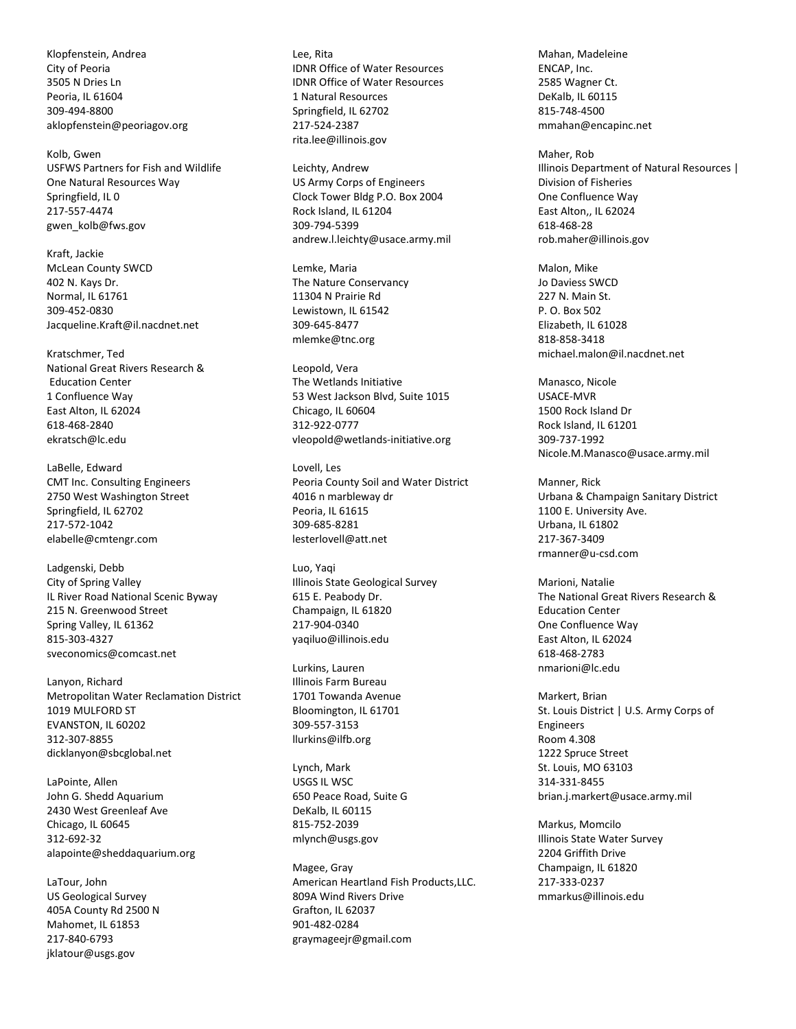Klopfenstein, Andrea
City of Peoria
3505 N Dries Ln
Peoria, IL 61604
309-494-8800
aklopfenstein@peoriagov.org

Kolb, Gwen
USFWS Partners for Fish and Wildlife
One Natural Resources Way
Springfield, IL 0
217-557-4474
gwen_kolb@fws.gov

Kraft, Jackie
McLean County SWCD
402 N. Kays Dr.
Normal, IL 61761
309-452-0830
Jacqueline.Kraft@il.nacdnet.net

Kratschmer, Ted
National Great Rivers Research &
Education Center
1 Confluence Way
East Alton, IL 62024
618-468-2840
ekratsch@lc.edu

LaBelle, Edward
CMT Inc. Consulting Engineers
2750 West Washington Street
Springfield, IL 62702
217-572-1042
elabelle@cmtengr.com

Ladgenski, Debb
City of Spring Valley
IL River Road National Scenic Byway
215 N. Greenwood Street
Spring Valley, IL 61362
815-303-4327
sveconomics@comcast.net

Lanyon, Richard
Metropolitan Water Reclamation District
1019 MULFORD ST
EVANSTON, IL 60202
312-307-8855
dicklanyon@sbcglobal.net

LaPointe, Allen
John G. Shedd Aquarium
2430 West Greenleaf Ave
Chicago, IL 60645
312-692-32
alapointe@sheddaquarium.org

LaTour, John
US Geological Survey
405A County Rd 2500 N
Mahomet, IL 61853
217-840-6793
jklatour@usgs.gov

Lee, Rita
IDNR Office of Water Resources
IDNR Office of Water Resources
1 Natural Resources
Springfield, IL 62702
217-524-2387
rita.lee@illinois.gov

Leichty, Andrew
US Army Corps of Engineers
Clock Tower Bldg P.O. Box 2004
Rock Island, IL 61204
309-794-5399
andrew.l.leichty@usace.army.mil

Lemke, Maria
The Nature Conservancy
11304 N Prairie Rd
Lewistown, IL 61542
309-645-8477
mlemke@tnc.org

Leopold, Vera
The Wetlands Initiative
53 West Jackson Blvd, Suite 1015
Chicago, IL 60604
312-922-0777
vleopold@wetlands-initiative.org

Lovell, Les
Peoria County Soil and Water District
4016 n marbleway dr
Peoria, IL 61615
309-685-8281
lesterlovell@att.net

Luo, Yaqi
Illinois State Geological Survey
615 E. Peabody Dr.
Champaign, IL 61820
217-904-0340
yaqiluo@illinois.edu

Lurkins, Lauren
Illinois Farm Bureau
1701 Towanda Avenue
Bloomington, IL 61701
309-557-3153
llurkins@ilfb.org

Lynch, Mark
USGS IL WSC
650 Peace Road, Suite G
DeKalb, IL 60115
815-752-2039
mlynch@usgs.gov

Magee, Gray
American Heartland Fish Products,LLC.
809A Wind Rivers Drive
Grafton, IL 62037
901-482-0284
graymageejr@gmail.com

Mahan, Madeleine
ENCAP, Inc.
2585 Wagner Ct.
DeKalb, IL 60115
815-748-4500
mmahan@encapinc.net

Maher, Rob
Illinois Department of Natural Resources |
Division of Fisheries
One Confluence Way
East Alton,, IL 62024
618-468-28
rob.maher@illinois.gov

Malon, Mike
Jo Daviess SWCD
227 N. Main St.
P. O. Box 502
Elizabeth, IL 61028
818-858-3418
michael.malon@il.nacdnet.net

Manasco, Nicole
USACE-MVR
1500 Rock Island Dr
Rock Island, IL 61201
309-737-1992
Nicole.M.Manasco@usace.army.mil

Manner, Rick
Urbana & Champaign Sanitary District
1100 E. University Ave.
Urbana, IL 61802
217-367-3409
rmanner@u-csd.com

Marioni, Natalie
The National Great Rivers Research &
Education Center
One Confluence Way
East Alton, IL 62024
618-468-2783
nmarioni@lc.edu

Markert, Brian
St. Louis District | U.S. Army Corps of
Engineers
Room 4.308
1222 Spruce Street
St. Louis, MO 63103
314-331-8455
brian.j.markert@usace.army.mil

Markus, Momcilo
Illinois State Water Survey
2204 Griffith Drive
Champaign, IL 61820
217-333-0237
mmarkus@illinois.edu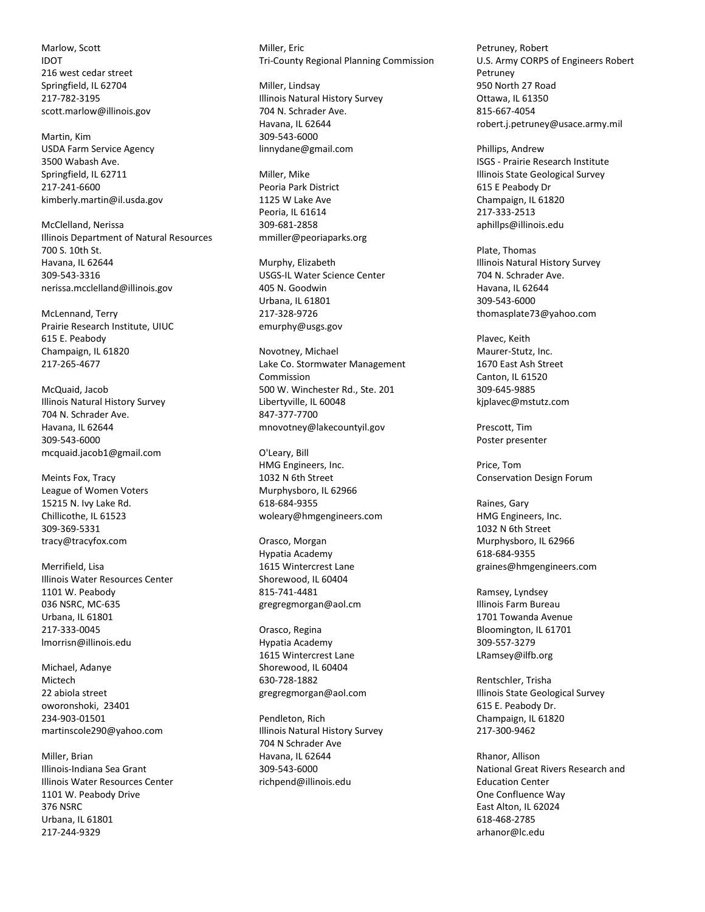Marlow, Scott
IDOT
216 west cedar street
Springfield, IL 62704
217-782-3195
scott.marlow@illinois.gov

Martin, Kim
USDA Farm Service Agency
3500 Wabash Ave.
Springfield, IL 62711
217-241-6600
kimberly.martin@il.usda.gov

McClelland, Nerissa
Illinois Department of Natural Resources
700 S. 10th St.
Havana, IL 62644
309-543-3316
nerissa.mcclelland@illinois.gov

McLennand, Terry
Prairie Research Institute, UIUC
615 E. Peabody
Champaign, IL 61820
217-265-4677

McQuaid, Jacob
Illinois Natural History Survey
704 N. Schrader Ave.
Havana, IL 62644
309-543-6000
mcquaid.jacob1@gmail.com

Meints Fox, Tracy
League of Women Voters
15215 N. Ivy Lake Rd.
Chillicothe, IL 61523
309-369-5331
tracy@tracyfox.com

Merrifield, Lisa
Illinois Water Resources Center
1101 W. Peabody
036 NSRC, MC-635
Urbana, IL 61801
217-333-0045
lmorrisn@illinois.edu

Michael, Adanye
Mictech
22 abiola street
oworonshoki, 23401
234-903-01501
martinscole290@yahoo.com

Miller, Brian
Illinois-Indiana Sea Grant
Illinois Water Resources Center
1101 W. Peabody Drive
376 NSRC
Urbana, IL 61801
217-244-9329

Miller, Eric
Tri-County Regional Planning Commission

Miller, Lindsay
Illinois Natural History Survey
704 N. Schrader Ave.
Havana, IL 62644
309-543-6000
linnydane@gmail.com

Miller, Mike
Peoria Park District
1125 W Lake Ave
Peoria, IL 61614
309-681-2858
mmiller@peoriaparks.org

Murphy, Elizabeth
USGS-IL Water Science Center
405 N. Goodwin
Urbana, IL 61801
217-328-9726
emurphy@usgs.gov

Novotney, Michael
Lake Co. Stormwater Management Commission
500 W. Winchester Rd., Ste. 201
Libertyville, IL 60048
847-377-7700
mnovotney@lakecountyil.gov

O'Leary, Bill
HMG Engineers, Inc.
1032 N 6th Street
Murphysboro, IL 62966
618-684-9355
woleary@hmgengineers.com

Orasco, Morgan
Hypatia Academy
1615 Wintercrest Lane
Shorewood, IL 60404
815-741-4481
gregregmorgan@aol.cm

Orasco, Regina
Hypatia Academy
1615 Wintercrest Lane
Shorewood, IL 60404
630-728-1882
gregregmorgan@aol.com

Pendleton, Rich
Illinois Natural History Survey
704 N Schrader Ave
Havana, IL 62644
309-543-6000
richpend@illinois.edu

Petruney, Robert
U.S. Army CORPS of Engineers Robert Petruney
950 North 27 Road
Ottawa, IL 61350
815-667-4054
robert.j.petruney@usace.army.mil

Phillips, Andrew
ISGS - Prairie Research Institute
Illinois State Geological Survey
615 E Peabody Dr
Champaign, IL 61820
217-333-2513
aphillps@illinois.edu

Plate, Thomas
Illinois Natural History Survey
704 N. Schrader Ave.
Havana, IL 62644
309-543-6000
thomasplate73@yahoo.com

Plavec, Keith
Maurer-Stutz, Inc.
1670 East Ash Street
Canton, IL 61520
309-645-9885
kjplavec@mstutz.com

Prescott, Tim
Poster presenter

Price, Tom
Conservation Design Forum

Raines, Gary
HMG Engineers, Inc.
1032 N 6th Street
Murphysboro, IL 62966
618-684-9355
graines@hmgengineers.com

Ramsey, Lyndsey
Illinois Farm Bureau
1701 Towanda Avenue
Bloomington, IL 61701
309-557-3279
LRamsey@ilfb.org

Rentschler, Trisha
Illinois State Geological Survey
615 E. Peabody Dr.
Champaign, IL 61820
217-300-9462

Rhanor, Allison
National Great Rivers Research and Education Center
One Confluence Way
East Alton, IL 62024
618-468-2785
arhanor@lc.edu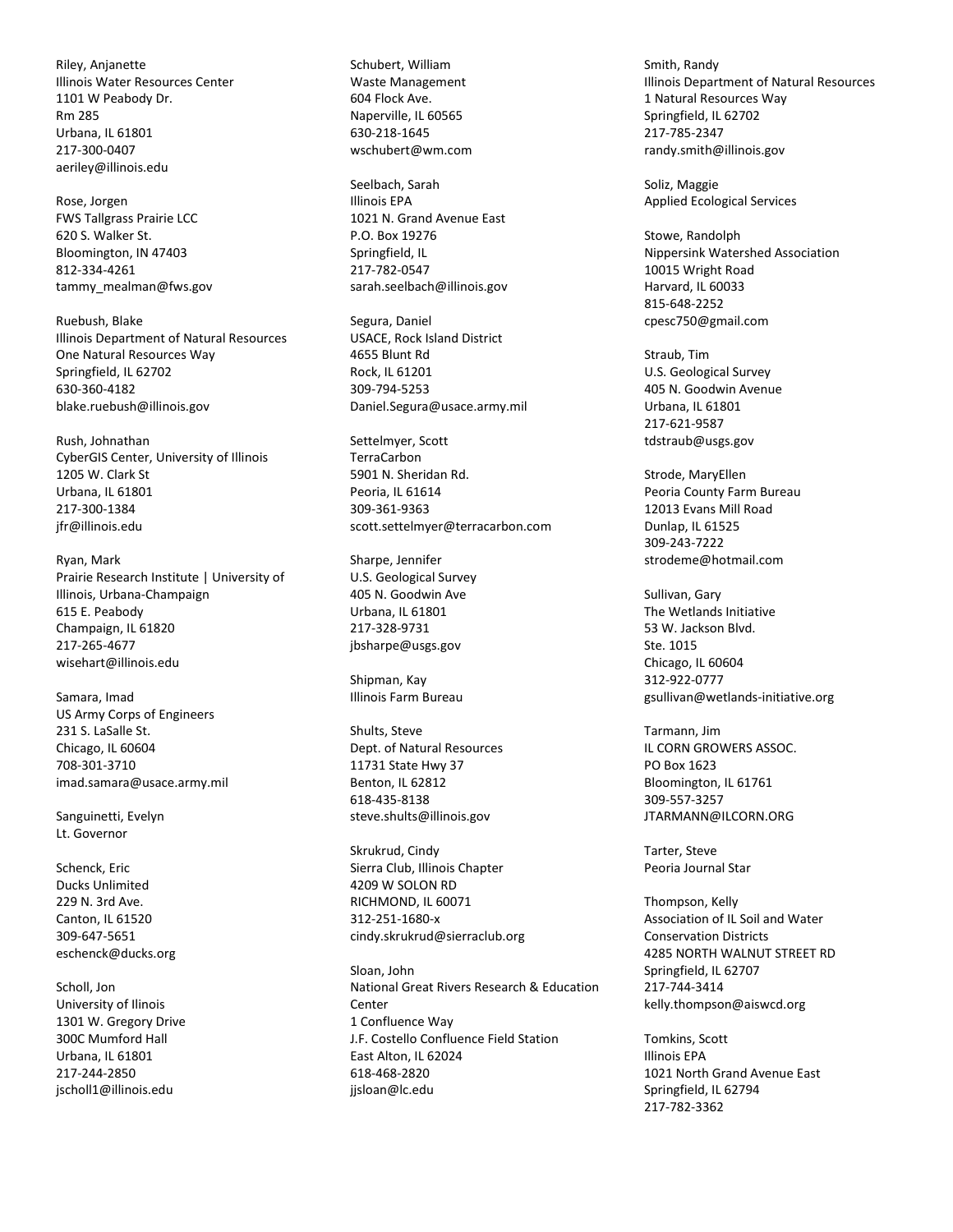Riley, Anjanette
Illinois Water Resources Center
1101 W Peabody Dr.
Rm 285
Urbana, IL 61801
217-300-0407
aeriley@illinois.edu

Rose, Jorgen
FWS Tallgrass Prairie LCC
620 S. Walker St.
Bloomington, IN 47403
812-334-4261
tammy_mealman@fws.gov

Ruebush, Blake
Illinois Department of Natural Resources
One Natural Resources Way
Springfield, IL 62702
630-360-4182
blake.ruebush@illinois.gov

Rush, Johnathan
CyberGIS Center, University of Illinois
1205 W. Clark St
Urbana, IL 61801
217-300-1384
jfr@illinois.edu

Ryan, Mark
Prairie Research Institute | University of Illinois, Urbana-Champaign
615 E. Peabody
Champaign, IL 61820
217-265-4677
wisehart@illinois.edu

Samara, Imad
US Army Corps of Engineers
231 S. LaSalle St.
Chicago, IL 60604
708-301-3710
imad.samara@usace.army.mil

Sanguinetti, Evelyn
Lt. Governor

Schenck, Eric
Ducks Unlimited
229 N. 3rd Ave.
Canton, IL 61520
309-647-5651
eschenck@ducks.org

Scholl, Jon
University of Ilinois
1301 W. Gregory Drive
300C Mumford Hall
Urbana, IL 61801
217-244-2850
jscholl1@illinois.edu

Schubert, William
Waste Management
604 Flock Ave.
Naperville, IL 60565
630-218-1645
wschubert@wm.com

Seelbach, Sarah
Illinois EPA
1021 N. Grand Avenue East
P.O. Box 19276
Springfield, IL
217-782-0547
sarah.seelbach@illinois.gov

Segura, Daniel
USACE, Rock Island District
4655 Blunt Rd
Rock, IL 61201
309-794-5253
Daniel.Segura@usace.army.mil

Settelmyer, Scott
TerraCarbon
5901 N. Sheridan Rd.
Peoria, IL 61614
309-361-9363
scott.settelmyer@terracarbon.com

Sharpe, Jennifer
U.S. Geological Survey
405 N. Goodwin Ave
Urbana, IL 61801
217-328-9731
jbsharpe@usgs.gov

Shipman, Kay
Illinois Farm Bureau

Shults, Steve
Dept. of Natural Resources
11731 State Hwy 37
Benton, IL 62812
618-435-8138
steve.shults@illinois.gov

Skrukrud, Cindy
Sierra Club, Illinois Chapter
4209 W SOLON RD
RICHMOND, IL 60071
312-251-1680-x
cindy.skrukrud@sierraclub.org

Sloan, John
National Great Rivers Research & Education Center
1 Confluence Way
J.F. Costello Confluence Field Station
East Alton, IL 62024
618-468-2820
jjsloan@lc.edu

Smith, Randy
Illinois Department of Natural Resources
1 Natural Resources Way
Springfield, IL 62702
217-785-2347
randy.smith@illinois.gov

Soliz, Maggie
Applied Ecological Services

Stowe, Randolph
Nippersink Watershed Association
10015 Wright Road
Harvard, IL 60033
815-648-2252
cpesc750@gmail.com

Straub, Tim
U.S. Geological Survey
405 N. Goodwin Avenue
Urbana, IL 61801
217-621-9587
tdstraub@usgs.gov

Strode, MaryEllen
Peoria County Farm Bureau
12013 Evans Mill Road
Dunlap, IL 61525
309-243-7222
strodeme@hotmail.com

Sullivan, Gary
The Wetlands Initiative
53 W. Jackson Blvd.
Ste. 1015
Chicago, IL 60604
312-922-0777
gsullivan@wetlands-initiative.org

Tarmann, Jim
IL CORN GROWERS ASSOC.
PO Box 1623
Bloomington, IL 61761
309-557-3257
JTARMANN@ILCORN.ORG

Tarter, Steve
Peoria Journal Star

Thompson, Kelly
Association of IL Soil and Water Conservation Districts
4285 NORTH WALNUT STREET RD
Springfield, IL 62707
217-744-3414
kelly.thompson@aiswcd.org

Tomkins, Scott
Illinois EPA
1021 North Grand Avenue East
Springfield, IL 62794
217-782-3362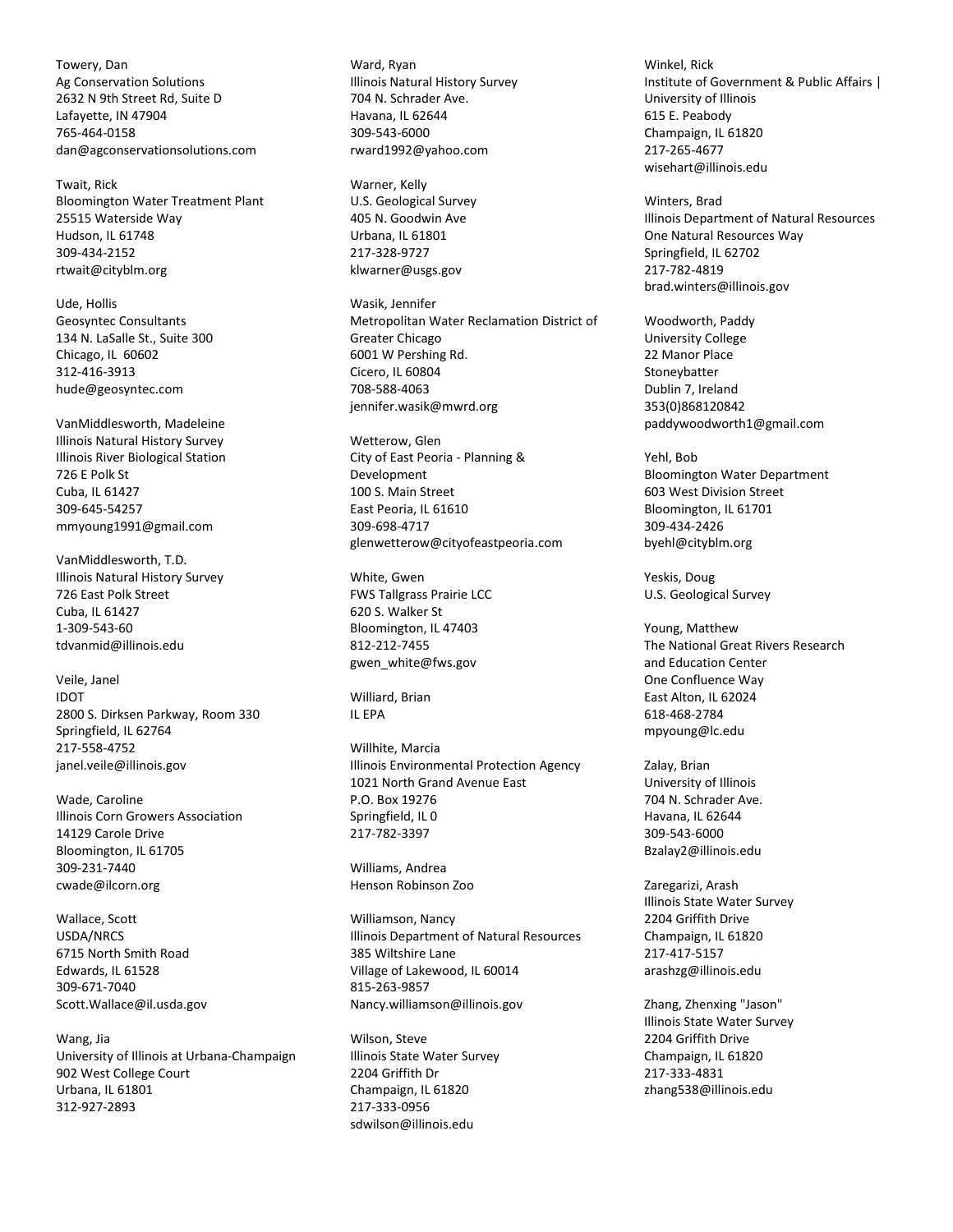Towery, Dan
Ag Conservation Solutions
2632 N 9th Street Rd, Suite D
Lafayette, IN 47904
765-464-0158
dan@agconservationsolutions.com

Twait, Rick
Bloomington Water Treatment Plant
25515 Waterside Way
Hudson, IL 61748
309-434-2152
rtwait@cityblm.org

Ude, Hollis
Geosyntec Consultants
134 N. LaSalle St., Suite 300
Chicago, IL 60602
312-416-3913
hude@geosyntec.com

VanMiddlesworth, Madeleine
Illinois Natural History Survey
Illinois River Biological Station
726 E Polk St
Cuba, IL 61427
309-645-54257
mmyoung1991@gmail.com

VanMiddlesworth, T.D.
Illinois Natural History Survey
726 East Polk Street
Cuba, IL 61427
1-309-543-60
tdvanmid@illinois.edu

Veile, Janel
IDOT
2800 S. Dirksen Parkway, Room 330
Springfield, IL 62764
217-558-4752
janel.veile@illinois.gov

Wade, Caroline
Illinois Corn Growers Association
14129 Carole Drive
Bloomington, IL 61705
309-231-7440
cwade@ilcorn.org

Wallace, Scott
USDA/NRCS
6715 North Smith Road
Edwards, IL 61528
309-671-7040
Scott.Wallace@il.usda.gov

Wang, Jia
University of Illinois at Urbana-Champaign
902 West College Court
Urbana, IL 61801
312-927-2893

Ward, Ryan
Illinois Natural History Survey
704 N. Schrader Ave.
Havana, IL 62644
309-543-6000
rward1992@yahoo.com

Warner, Kelly
U.S. Geological Survey
405 N. Goodwin Ave
Urbana, IL 61801
217-328-9727
klwarner@usgs.gov

Wasik, Jennifer
Metropolitan Water Reclamation District of Greater Chicago
6001 W Pershing Rd.
Cicero, IL 60804
708-588-4063
jennifer.wasik@mwrd.org

Wetterow, Glen
City of East Peoria - Planning & Development
100 S. Main Street
East Peoria, IL 61610
309-698-4717
glenwetterow@cityofeastpeoria.com

White, Gwen
FWS Tallgrass Prairie LCC
620 S. Walker St
Bloomington, IL 47403
812-212-7455
gwen_white@fws.gov

Williard, Brian
IL EPA

Willhite, Marcia
Illinois Environmental Protection Agency
1021 North Grand Avenue East
P.O. Box 19276
Springfield, IL 0
217-782-3397

Williams, Andrea
Henson Robinson Zoo

Williamson, Nancy
Illinois Department of Natural Resources
385 Wiltshire Lane
Village of Lakewood, IL 60014
815-263-9857
Nancy.williamson@illinois.gov

Wilson, Steve
Illinois State Water Survey
2204 Griffith Dr
Champaign, IL 61820
217-333-0956
sdwilson@illinois.edu

Winkel, Rick
Institute of Government & Public Affairs | University of Illinois
615 E. Peabody
Champaign, IL 61820
217-265-4677
wisehart@illinois.edu

Winters, Brad
Illinois Department of Natural Resources
One Natural Resources Way
Springfield, IL 62702
217-782-4819
brad.winters@illinois.gov

Woodworth, Paddy
University College
22 Manor Place
Stoneybatter
Dublin 7, Ireland
353(0)868120842
paddywoodworth1@gmail.com

Yehl, Bob
Bloomington Water Department
603 West Division Street
Bloomington, IL 61701
309-434-2426
byehl@cityblm.org

Yeskis, Doug
U.S. Geological Survey

Young, Matthew
The National Great Rivers Research and Education Center
One Confluence Way
East Alton, IL 62024
618-468-2784
mpyoung@lc.edu

Zalay, Brian
University of Illinois
704 N. Schrader Ave.
Havana, IL 62644
309-543-6000
Bzalay2@illinois.edu

Zaregarizi, Arash
Illinois State Water Survey
2204 Griffith Drive
Champaign, IL 61820
217-417-5157
arashzg@illinois.edu

Zhang, Zhenxing "Jason"
Illinois State Water Survey
2204 Griffith Drive
Champaign, IL 61820
217-333-4831
zhang538@illinois.edu